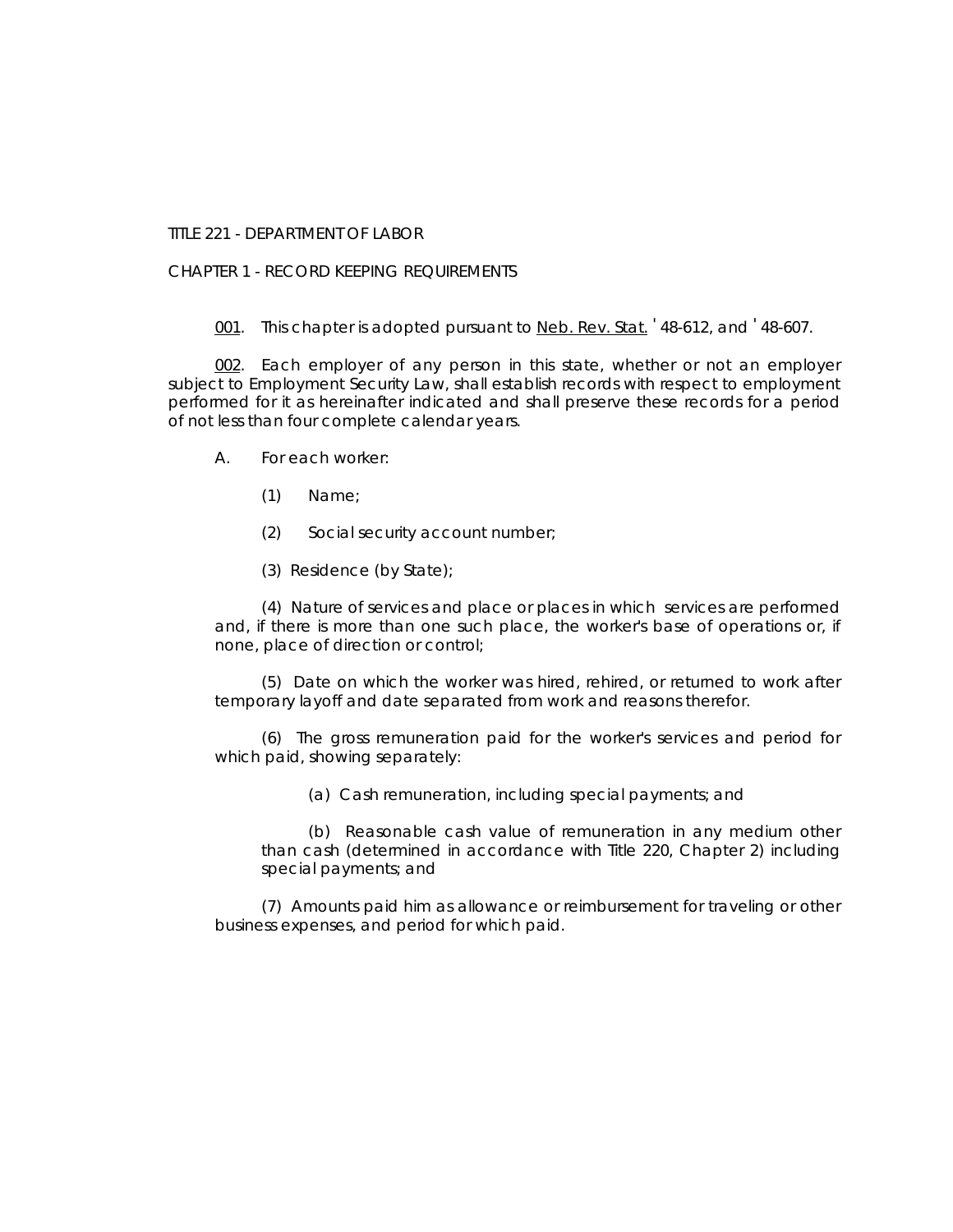TITLE 221 - DEPARTMENT OF LABOR

CHAPTER 1 - RECORD KEEPING REQUIREMENTS

001. This chapter is adopted pursuant to Neb. Rev. Stat. ' 48-612, and ' 48-607.

002. Each employer of any person in this state, whether or not an employer subject to Employment Security Law, shall establish records with respect to employment performed for it as hereinafter indicated and shall preserve these records for a period of not less than four complete calendar years.

A. For each worker:

(1) Name;

(2) Social security account number;

(3) Residence (by State);

(4) Nature of services and place or places in which services are performed and, if there is more than one such place, the worker's base of operations or, if none, place of direction or control;

(5) Date on which the worker was hired, rehired, or returned to work after temporary layoff and date separated from work and reasons therefor.

(6) The gross remuneration paid for the worker's services and period for which paid, showing separately:

(a) Cash remuneration, including special payments; and

(b) Reasonable cash value of remuneration in any medium other than cash (determined in accordance with Title 220, Chapter 2) including special payments; and

(7) Amounts paid him as allowance or reimbursement for traveling or other business expenses, and period for which paid.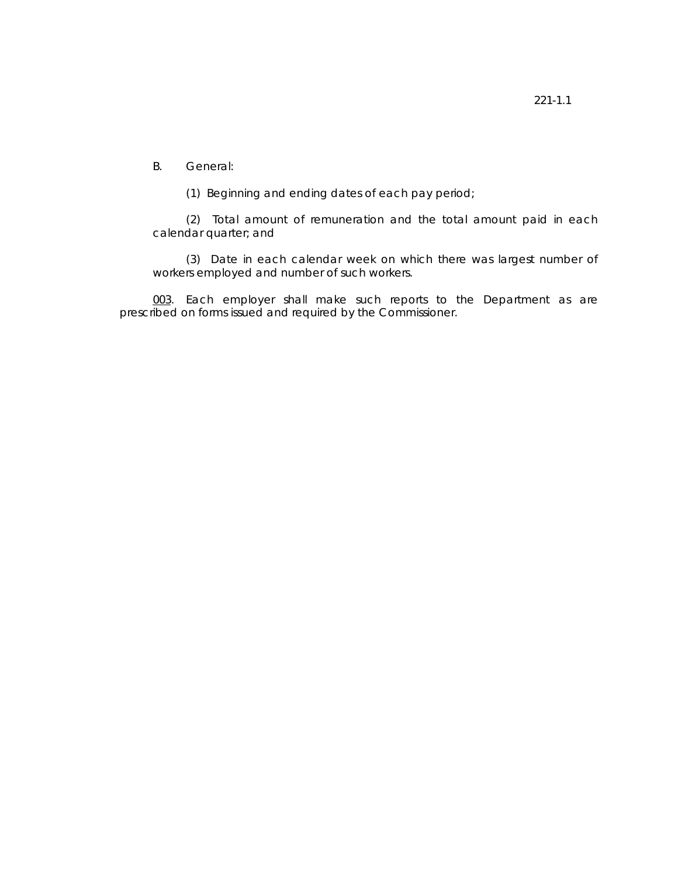B. General:

(1) Beginning and ending dates of each pay period;

(2) Total amount of remuneration and the total amount paid in each calendar quarter; and

(3) Date in each calendar week on which there was largest number of workers employed and number of such workers.

003. Each employer shall make such reports to the Department as are prescribed on forms issued and required by the Commissioner.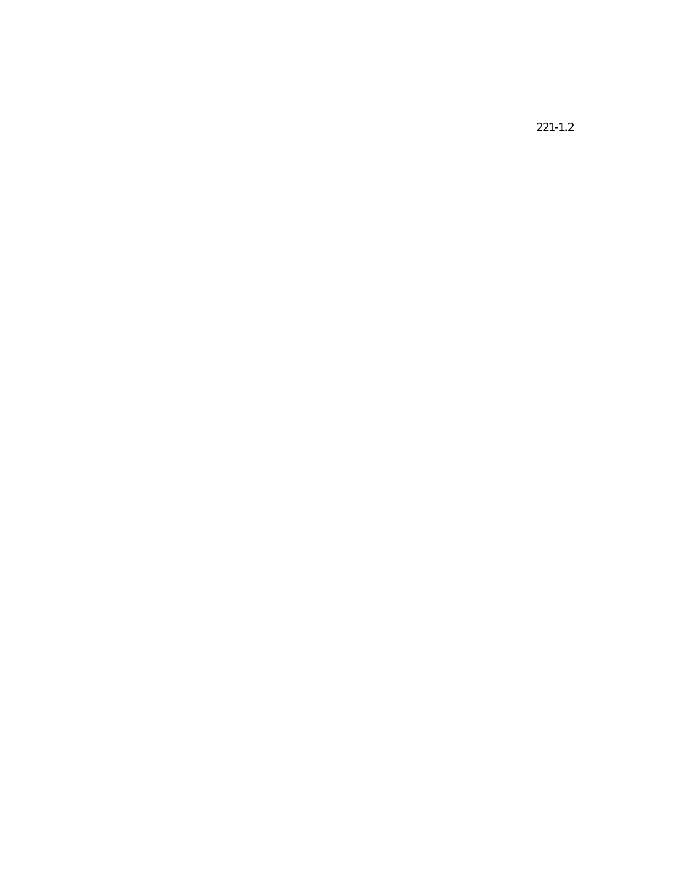221-1.2